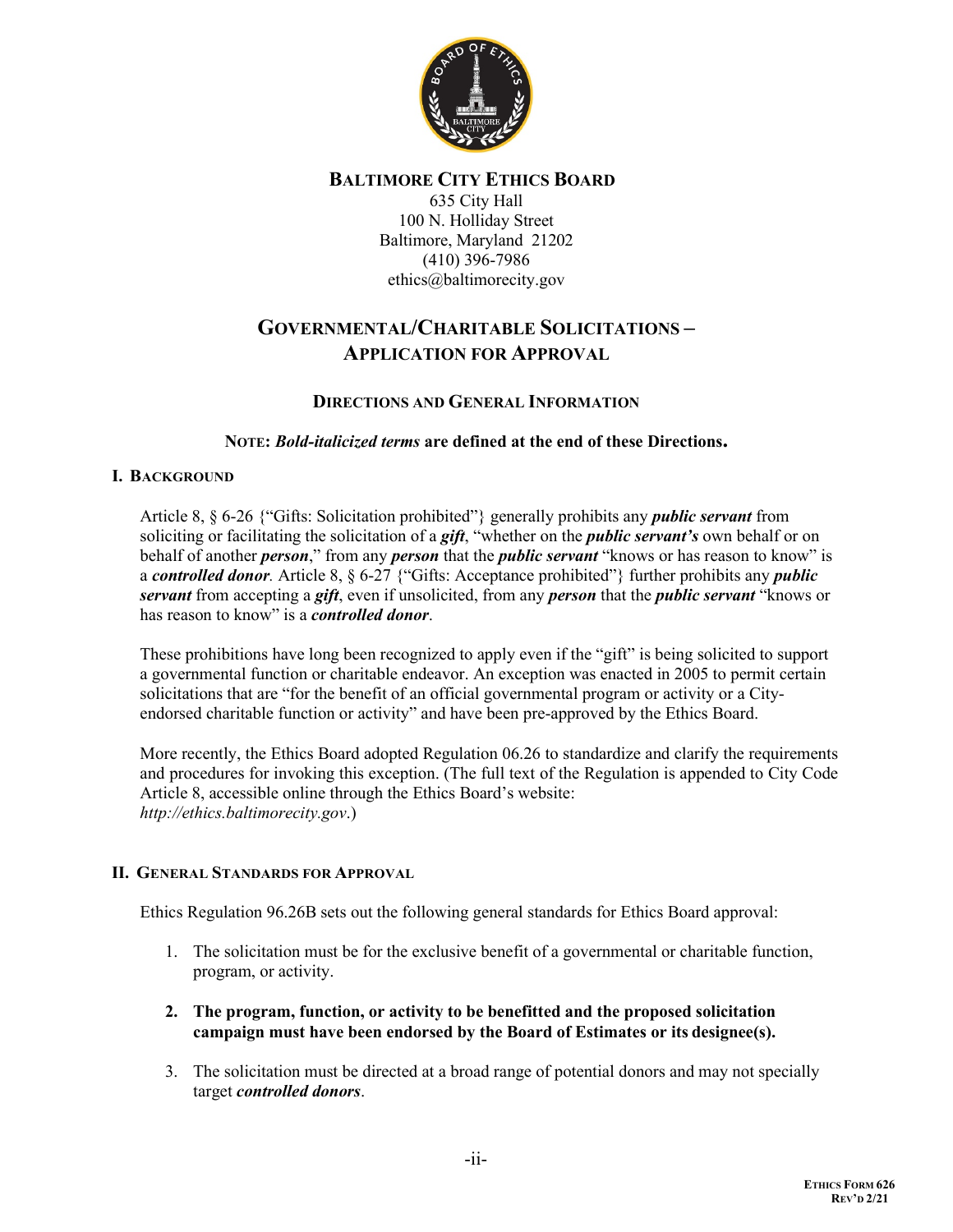# BALTIMORE CITY ETHICS BOARD

635 City Hall
100 N. Holliday Street
Baltimore, Maryland 21202
(410) 396-7986
ethics@baltimorecity.gov

## GOVERNMENTAL/CHARITABLE SOLICITATIONS – APPLICATION FOR APPROVAL

### DIRECTIONS AND GENERAL INFORMATION

**NOTE: *Bold-italicized terms* are defined at the end of these Directions.**

#### I. BACKGROUND

Article 8, § 6-26 {"Gifts: Solicitation prohibited"} generally prohibits any ***public servant*** from soliciting or facilitating the solicitation of a ***gift***, "whether on the ***public servant's*** own behalf or on behalf of another ***person***," from any ***person*** that the ***public servant*** "knows or has reason to know" is a ***controlled donor****.* Article 8, § 6-27 {"Gifts: Acceptance prohibited"} further prohibits any ***public servant*** from accepting a ***gift***, even if unsolicited, from any ***person*** that the ***public servant*** "knows or has reason to know" is a ***controlled donor***.

These prohibitions have long been recognized to apply even if the "gift" is being solicited to support a governmental function or charitable endeavor. An exception was enacted in 2005 to permit certain solicitations that are "for the benefit of an official governmental program or activity or a City-endorsed charitable function or activity" and have been pre-approved by the Ethics Board.

More recently, the Ethics Board adopted Regulation 06.26 to standardize and clarify the requirements and procedures for invoking this exception. (The full text of the Regulation is appended to City Code Article 8, accessible online through the Ethics Board's website: *http://ethics.baltimorecity.gov*.)

#### II. GENERAL STANDARDS FOR APPROVAL

Ethics Regulation 96.26B sets out the following general standards for Ethics Board approval:

1. The solicitation must be for the exclusive benefit of a governmental or charitable function, program, or activity.
2. **The program, function, or activity to be benefitted and the proposed solicitation campaign must have been endorsed by the Board of Estimates or its designee(s).**
3. The solicitation must be directed at a broad range of potential donors and may not specially target ***controlled donors***.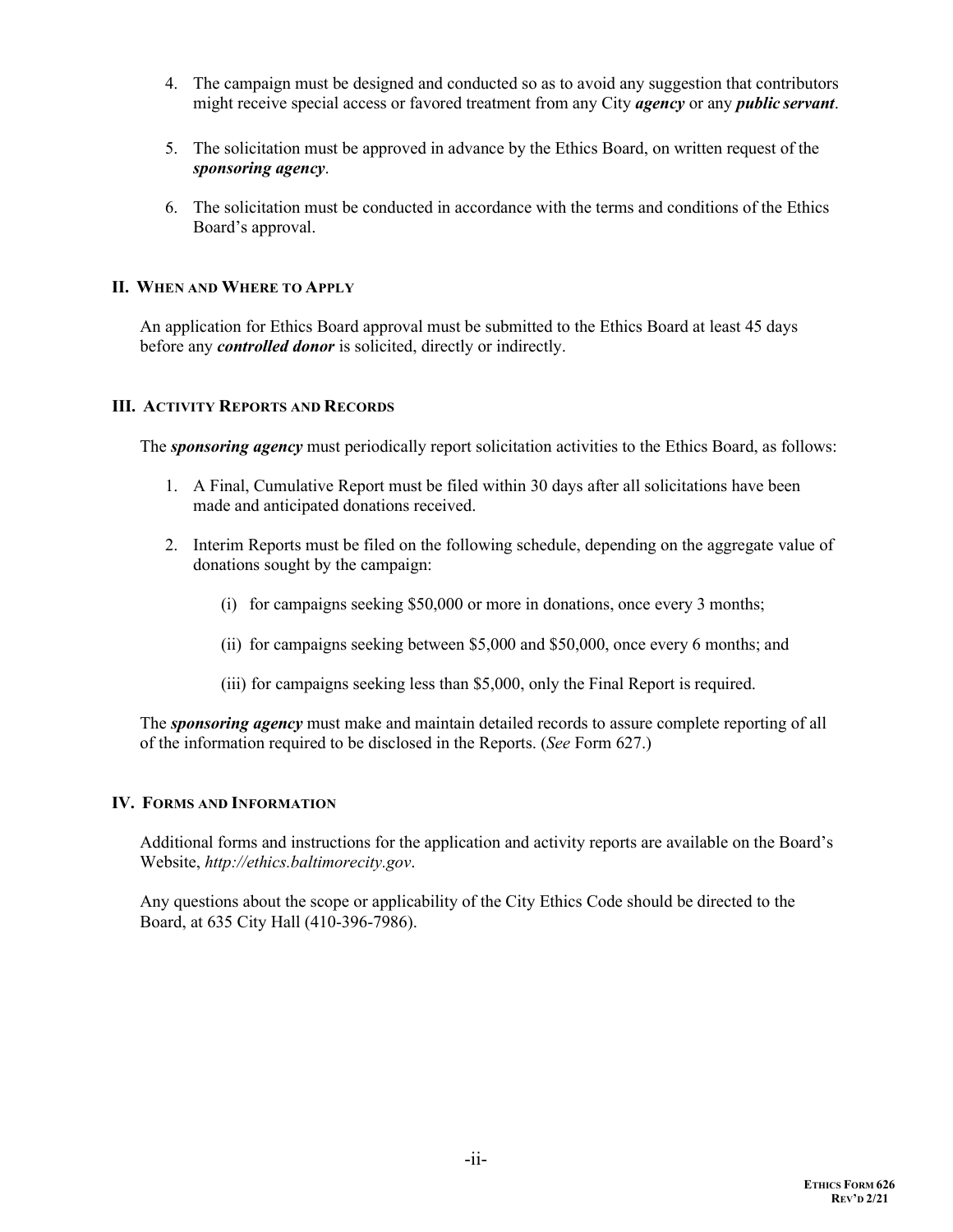4. The campaign must be designed and conducted so as to avoid any suggestion that contributors might receive special access or favored treatment from any City ***agency*** or any ***public servant***.

5. The solicitation must be approved in advance by the Ethics Board, on written request of the ***sponsoring agency***.

6. The solicitation must be conducted in accordance with the terms and conditions of the Ethics Board's approval.

## II. When and Where to Apply

An application for Ethics Board approval must be submitted to the Ethics Board at least 45 days before any ***controlled donor*** is solicited, directly or indirectly.

## III. Activity Reports and Records

The ***sponsoring agency*** must periodically report solicitation activities to the Ethics Board, as follows:

1. A Final, Cumulative Report must be filed within 30 days after all solicitations have been made and anticipated donations received.

2. Interim Reports must be filed on the following schedule, depending on the aggregate value of donations sought by the campaign:

   (i) for campaigns seeking $50,000 or more in donations, once every 3 months;

   (ii) for campaigns seeking between $5,000 and $50,000, once every 6 months; and

   (iii) for campaigns seeking less than $5,000, only the Final Report is required.

The ***sponsoring agency*** must make and maintain detailed records to assure complete reporting of all of the information required to be disclosed in the Reports. (*See* Form 627.)

## IV. Forms and Information

Additional forms and instructions for the application and activity reports are available on the Board's Website, *http://ethics.baltimorecity.gov*.

Any questions about the scope or applicability of the City Ethics Code should be directed to the Board, at 635 City Hall (410-396-7986).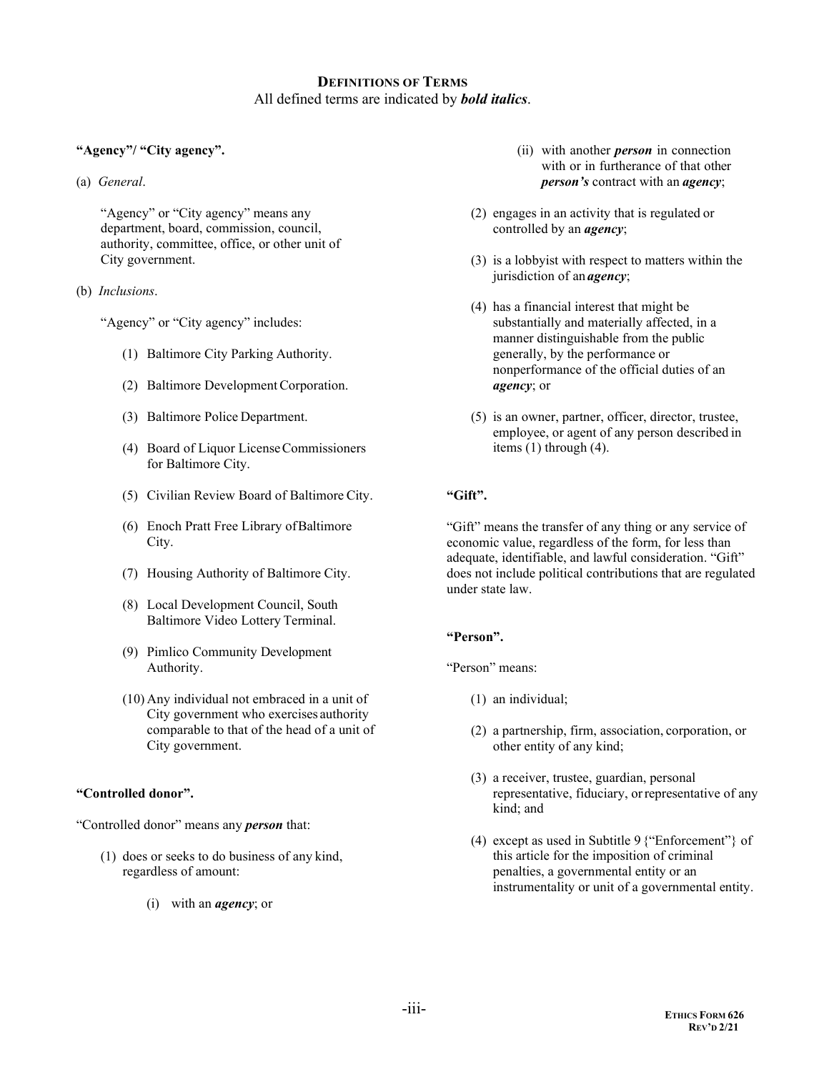## Definitions of Terms

All defined terms are indicated by ***bold italics***.

**"Agency"/ "City agency".**

(a) *General*.

"Agency" or "City agency" means any department, board, commission, council, authority, committee, office, or other unit of City government.

(b) *Inclusions*.

"Agency" or "City agency" includes:

(1) Baltimore City Parking Authority.

(2) Baltimore Development Corporation.

(3) Baltimore Police Department.

(4) Board of Liquor License Commissioners for Baltimore City.

(5) Civilian Review Board of Baltimore City.

(6) Enoch Pratt Free Library of Baltimore City.

(7) Housing Authority of Baltimore City.

(8) Local Development Council, South Baltimore Video Lottery Terminal.

(9) Pimlico Community Development Authority.

(10) Any individual not embraced in a unit of City government who exercises authority comparable to that of the head of a unit of City government.

**"Controlled donor".**

"Controlled donor" means any ***person*** that:

(1) does or seeks to do business of any kind, regardless of amount:

(i) with an ***agency***; or

(ii) with another ***person*** in connection with or in furtherance of that other ***person's*** contract with an ***agency***;

(2) engages in an activity that is regulated or controlled by an ***agency***;

(3) is a lobbyist with respect to matters within the jurisdiction of an ***agency***;

(4) has a financial interest that might be substantially and materially affected, in a manner distinguishable from the public generally, by the performance or nonperformance of the official duties of an ***agency***; or

(5) is an owner, partner, officer, director, trustee, employee, or agent of any person described in items (1) through (4).

**"Gift".**

"Gift" means the transfer of any thing or any service of economic value, regardless of the form, for less than adequate, identifiable, and lawful consideration. "Gift" does not include political contributions that are regulated under state law.

**"Person".**

"Person" means:

(1) an individual;

(2) a partnership, firm, association, corporation, or other entity of any kind;

(3) a receiver, trustee, guardian, personal representative, fiduciary, or representative of any kind; and

(4) except as used in Subtitle 9 {"Enforcement"} of this article for the imposition of criminal penalties, a governmental entity or an instrumentality or unit of a governmental entity.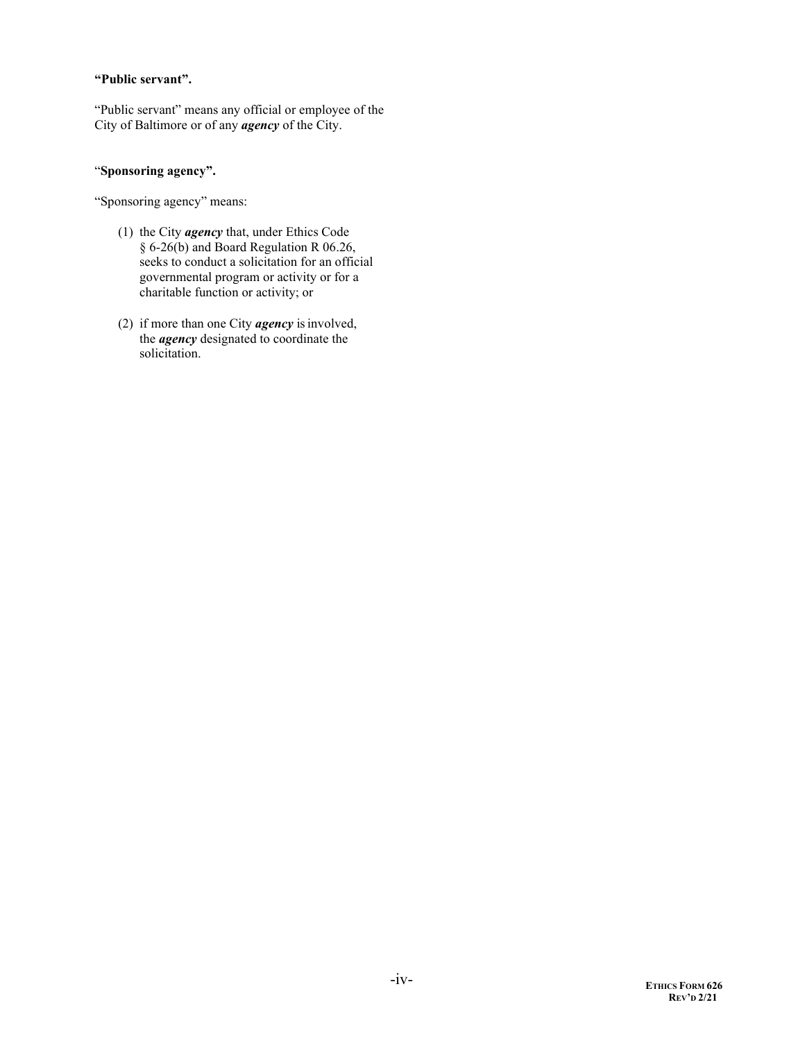**"Public servant".**

"Public servant" means any official or employee of the City of Baltimore or of any ***agency*** of the City.

"**Sponsoring agency".**

"Sponsoring agency" means:

(1) the City ***agency*** that, under Ethics Code § 6-26(b) and Board Regulation R 06.26, seeks to conduct a solicitation for an official governmental program or activity or for a charitable function or activity; or

(2) if more than one City ***agency*** is involved, the ***agency*** designated to coordinate the solicitation.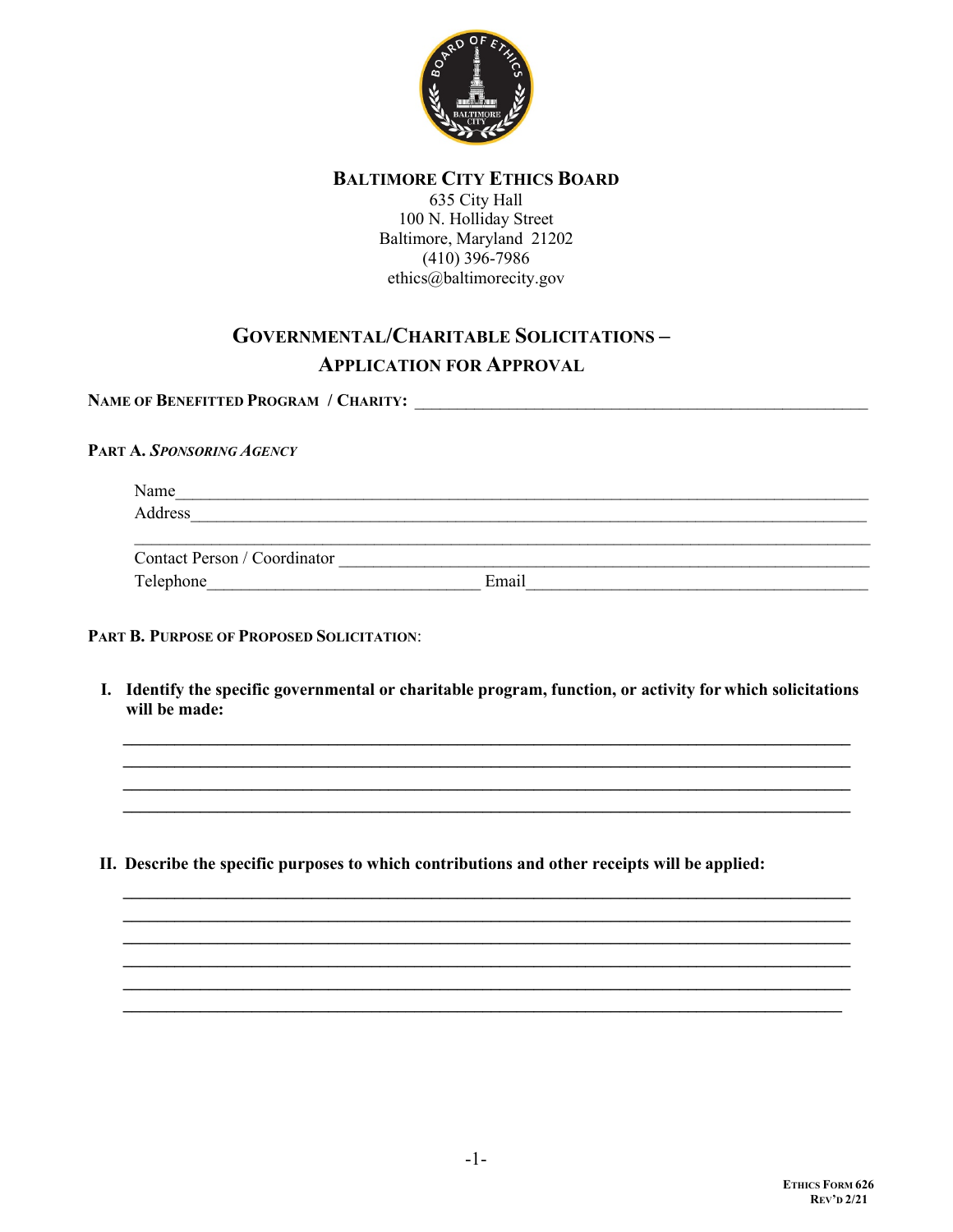**BALTIMORE CITY ETHICS BOARD**

635 City Hall
100 N. Holliday Street
Baltimore, Maryland 21202
(410) 396-7986
ethics@baltimorecity.gov

## GOVERNMENTAL/CHARITABLE SOLICITATIONS – APPLICATION FOR APPROVAL

**NAME OF BENEFITTED PROGRAM / CHARITY:** ________________________________________________

**PART A.** ***SPONSORING AGENCY***

Name ______________________________________________________________________

Address ____________________________________________________________________

___________________________________________________________________________

Contact Person / Coordinator __________________________________________________

Telephone ____________________________ Email ___________________________________

**PART B. PURPOSE OF PROPOSED SOLICITATION**:

**I. Identify the specific governmental or charitable program, function, or activity for which solicitations will be made:**

___________________________________________________________________________

___________________________________________________________________________

___________________________________________________________________________

___________________________________________________________________________

**II. Describe the specific purposes to which contributions and other receipts will be applied:**

___________________________________________________________________________

___________________________________________________________________________

___________________________________________________________________________

___________________________________________________________________________

___________________________________________________________________________

___________________________________________________________________________

ETHICS FORM 626
REV'D 2/21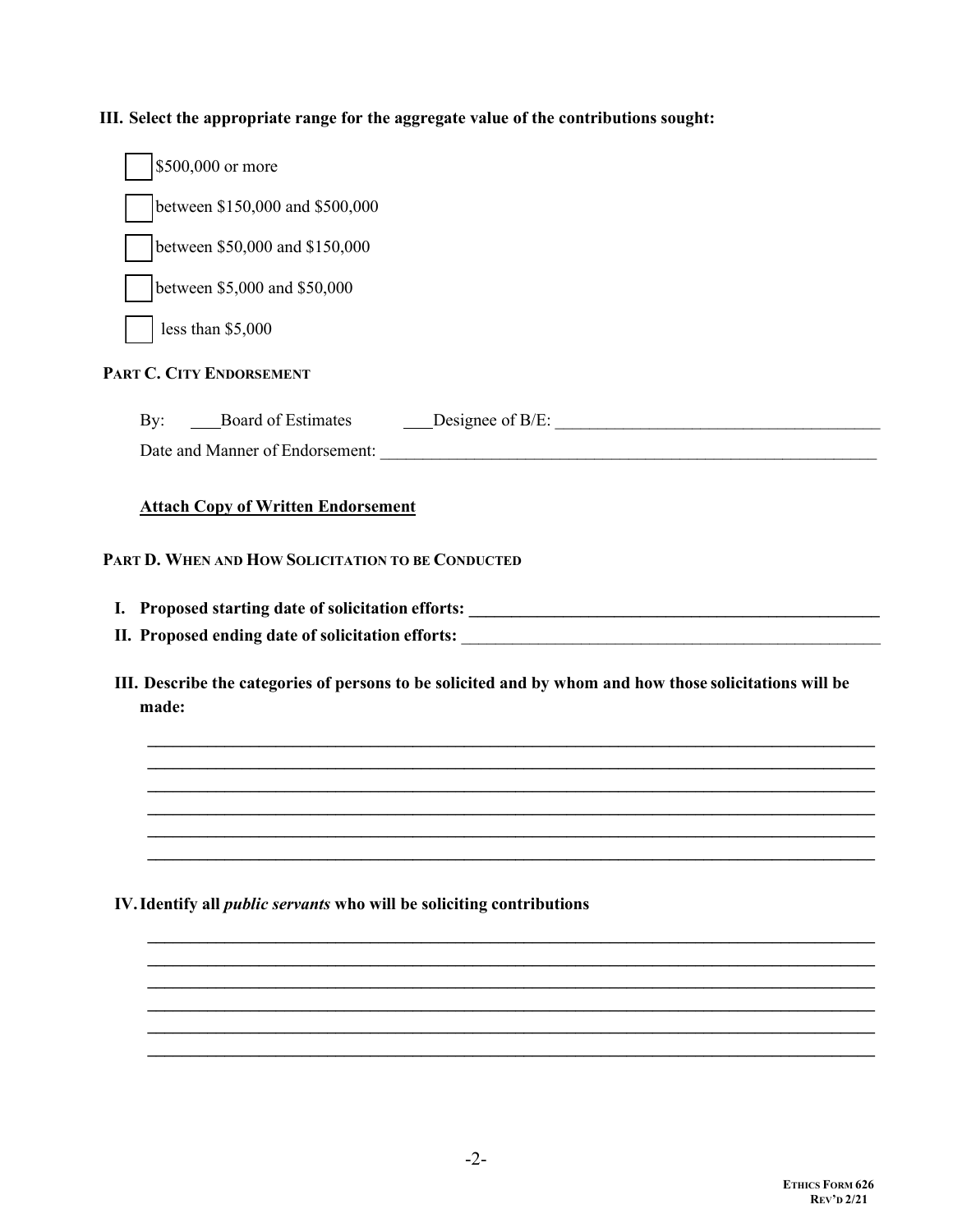**III. Select the appropriate range for the aggregate value of the contributions sought:**

- ☐ $500,000 or more
- ☐ between $150,000 and $500,000
- ☐ between $50,000 and $150,000
- ☐ between $5,000 and $50,000
- ☐ less than $5,000

**PART C. CITY ENDORSEMENT**

By: \_\_\_Board of Estimates \_\_\_Designee of B/E: \_\_\_\_\_\_\_\_\_\_\_\_\_\_\_\_\_\_\_\_\_\_\_\_\_\_\_\_\_\_\_\_\_\_\_\_\_\_\_\_

Date and Manner of Endorsement: \_\_\_\_\_\_\_\_\_\_\_\_\_\_\_\_\_\_\_\_\_\_\_\_\_\_\_\_\_\_\_\_\_\_\_\_\_\_\_\_\_\_\_\_\_\_\_\_\_\_\_\_\_\_\_\_\_\_\_\_

**<u>Attach Copy of Written Endorsement</u>**

**PART D. WHEN AND HOW SOLICITATION TO BE CONDUCTED**

**I. Proposed starting date of solicitation efforts:** \_\_\_\_\_\_\_\_\_\_\_\_\_\_\_\_\_\_\_\_\_\_\_\_\_\_\_\_\_\_\_\_\_\_\_\_\_\_\_\_\_\_\_\_\_\_\_\_\_\_

**II. Proposed ending date of solicitation efforts:** \_\_\_\_\_\_\_\_\_\_\_\_\_\_\_\_\_\_\_\_\_\_\_\_\_\_\_\_\_\_\_\_\_\_\_\_\_\_\_\_\_\_\_\_\_\_\_\_\_\_

**III. Describe the categories of persons to be solicited and by whom and how those solicitations will be made:**

\_\_\_\_\_\_\_\_\_\_\_\_\_\_\_\_\_\_\_\_\_\_\_\_\_\_\_\_\_\_\_\_\_\_\_\_\_\_\_\_\_\_\_\_\_\_\_\_\_\_\_\_\_\_\_\_\_\_\_\_\_\_\_\_\_\_\_\_\_\_\_\_\_\_\_\_\_\_\_\_\_\_\_\_
\_\_\_\_\_\_\_\_\_\_\_\_\_\_\_\_\_\_\_\_\_\_\_\_\_\_\_\_\_\_\_\_\_\_\_\_\_\_\_\_\_\_\_\_\_\_\_\_\_\_\_\_\_\_\_\_\_\_\_\_\_\_\_\_\_\_\_\_\_\_\_\_\_\_\_\_\_\_\_\_\_\_\_\_
\_\_\_\_\_\_\_\_\_\_\_\_\_\_\_\_\_\_\_\_\_\_\_\_\_\_\_\_\_\_\_\_\_\_\_\_\_\_\_\_\_\_\_\_\_\_\_\_\_\_\_\_\_\_\_\_\_\_\_\_\_\_\_\_\_\_\_\_\_\_\_\_\_\_\_\_\_\_\_\_\_\_\_\_
\_\_\_\_\_\_\_\_\_\_\_\_\_\_\_\_\_\_\_\_\_\_\_\_\_\_\_\_\_\_\_\_\_\_\_\_\_\_\_\_\_\_\_\_\_\_\_\_\_\_\_\_\_\_\_\_\_\_\_\_\_\_\_\_\_\_\_\_\_\_\_\_\_\_\_\_\_\_\_\_\_\_\_\_
\_\_\_\_\_\_\_\_\_\_\_\_\_\_\_\_\_\_\_\_\_\_\_\_\_\_\_\_\_\_\_\_\_\_\_\_\_\_\_\_\_\_\_\_\_\_\_\_\_\_\_\_\_\_\_\_\_\_\_\_\_\_\_\_\_\_\_\_\_\_\_\_\_\_\_\_\_\_\_\_\_\_\_\_
\_\_\_\_\_\_\_\_\_\_\_\_\_\_\_\_\_\_\_\_\_\_\_\_\_\_\_\_\_\_\_\_\_\_\_\_\_\_\_\_\_\_\_\_\_\_\_\_\_\_\_\_\_\_\_\_\_\_\_\_\_\_\_\_\_\_\_\_\_\_\_\_\_\_\_\_\_\_\_\_\_\_\_\_

**IV. Identify all *public servants* who will be soliciting contributions**

\_\_\_\_\_\_\_\_\_\_\_\_\_\_\_\_\_\_\_\_\_\_\_\_\_\_\_\_\_\_\_\_\_\_\_\_\_\_\_\_\_\_\_\_\_\_\_\_\_\_\_\_\_\_\_\_\_\_\_\_\_\_\_\_\_\_\_\_\_\_\_\_\_\_\_\_\_\_\_\_\_\_\_\_
\_\_\_\_\_\_\_\_\_\_\_\_\_\_\_\_\_\_\_\_\_\_\_\_\_\_\_\_\_\_\_\_\_\_\_\_\_\_\_\_\_\_\_\_\_\_\_\_\_\_\_\_\_\_\_\_\_\_\_\_\_\_\_\_\_\_\_\_\_\_\_\_\_\_\_\_\_\_\_\_\_\_\_\_
\_\_\_\_\_\_\_\_\_\_\_\_\_\_\_\_\_\_\_\_\_\_\_\_\_\_\_\_\_\_\_\_\_\_\_\_\_\_\_\_\_\_\_\_\_\_\_\_\_\_\_\_\_\_\_\_\_\_\_\_\_\_\_\_\_\_\_\_\_\_\_\_\_\_\_\_\_\_\_\_\_\_\_\_
\_\_\_\_\_\_\_\_\_\_\_\_\_\_\_\_\_\_\_\_\_\_\_\_\_\_\_\_\_\_\_\_\_\_\_\_\_\_\_\_\_\_\_\_\_\_\_\_\_\_\_\_\_\_\_\_\_\_\_\_\_\_\_\_\_\_\_\_\_\_\_\_\_\_\_\_\_\_\_\_\_\_\_\_
\_\_\_\_\_\_\_\_\_\_\_\_\_\_\_\_\_\_\_\_\_\_\_\_\_\_\_\_\_\_\_\_\_\_\_\_\_\_\_\_\_\_\_\_\_\_\_\_\_\_\_\_\_\_\_\_\_\_\_\_\_\_\_\_\_\_\_\_\_\_\_\_\_\_\_\_\_\_\_\_\_\_\_\_
\_\_\_\_\_\_\_\_\_\_\_\_\_\_\_\_\_\_\_\_\_\_\_\_\_\_\_\_\_\_\_\_\_\_\_\_\_\_\_\_\_\_\_\_\_\_\_\_\_\_\_\_\_\_\_\_\_\_\_\_\_\_\_\_\_\_\_\_\_\_\_\_\_\_\_\_\_\_\_\_\_\_\_\_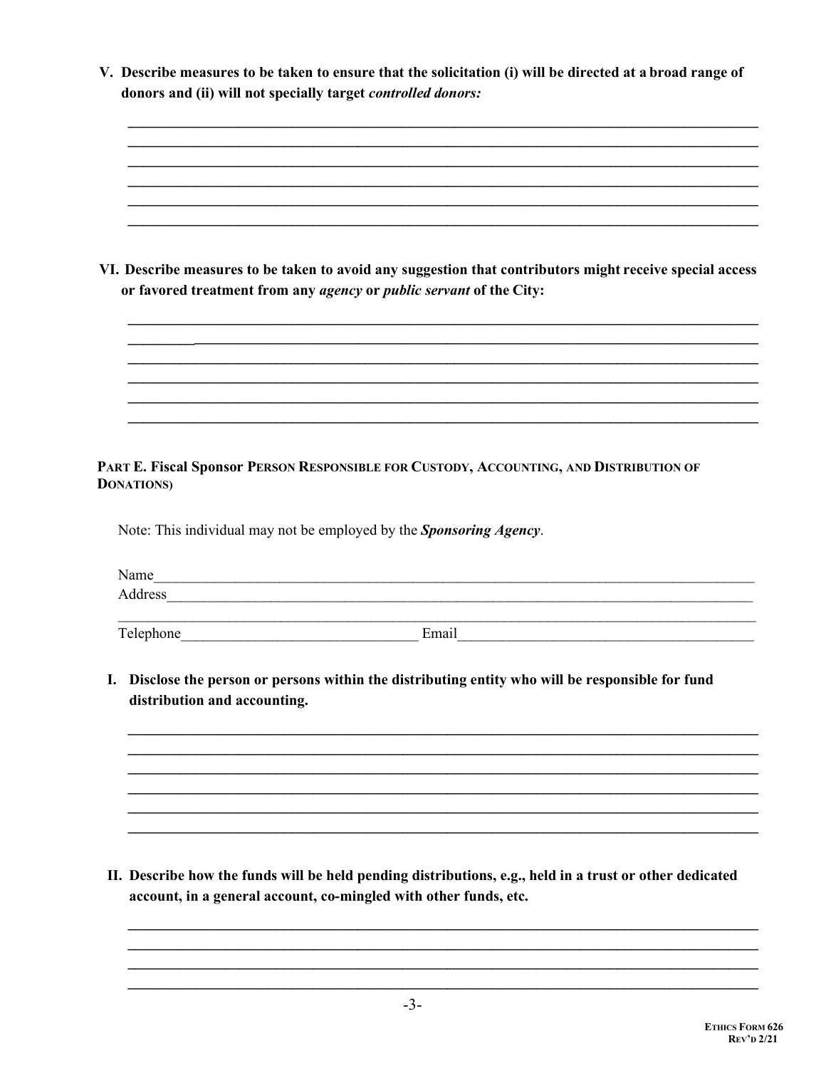**V. Describe measures to be taken to ensure that the solicitation (i) will be directed at a broad range of donors and (ii) will not specially target *controlled donors:***

______________________________________________________________________________
______________________________________________________________________________
______________________________________________________________________________
______________________________________________________________________________
______________________________________________________________________________
______________________________________________________________________________

**VI. Describe measures to be taken to avoid any suggestion that contributors might receive special access or favored treatment from any *agency* or *public servant* of the City:**

______________________________________________________________________________
______________________________________________________________________________
______________________________________________________________________________
______________________________________________________________________________
______________________________________________________________________________
______________________________________________________________________________

**PART E. Fiscal Sponsor PERSON RESPONSIBLE FOR CUSTODY, ACCOUNTING, AND DISTRIBUTION OF DONATIONS)**

Note: This individual may not be employed by the ***Sponsoring Agency***.

Name______________________________________________________________________________
Address____________________________________________________________________________
__________________________________________________________________________________
Telephone______________________________ Email______________________________________

**I. Disclose the person or persons within the distributing entity who will be responsible for fund distribution and accounting.**

______________________________________________________________________________
______________________________________________________________________________
______________________________________________________________________________
______________________________________________________________________________
______________________________________________________________________________
______________________________________________________________________________

**II. Describe how the funds will be held pending distributions, e.g., held in a trust or other dedicated account, in a general account, co-mingled with other funds, etc.**

______________________________________________________________________________
______________________________________________________________________________
______________________________________________________________________________
______________________________________________________________________________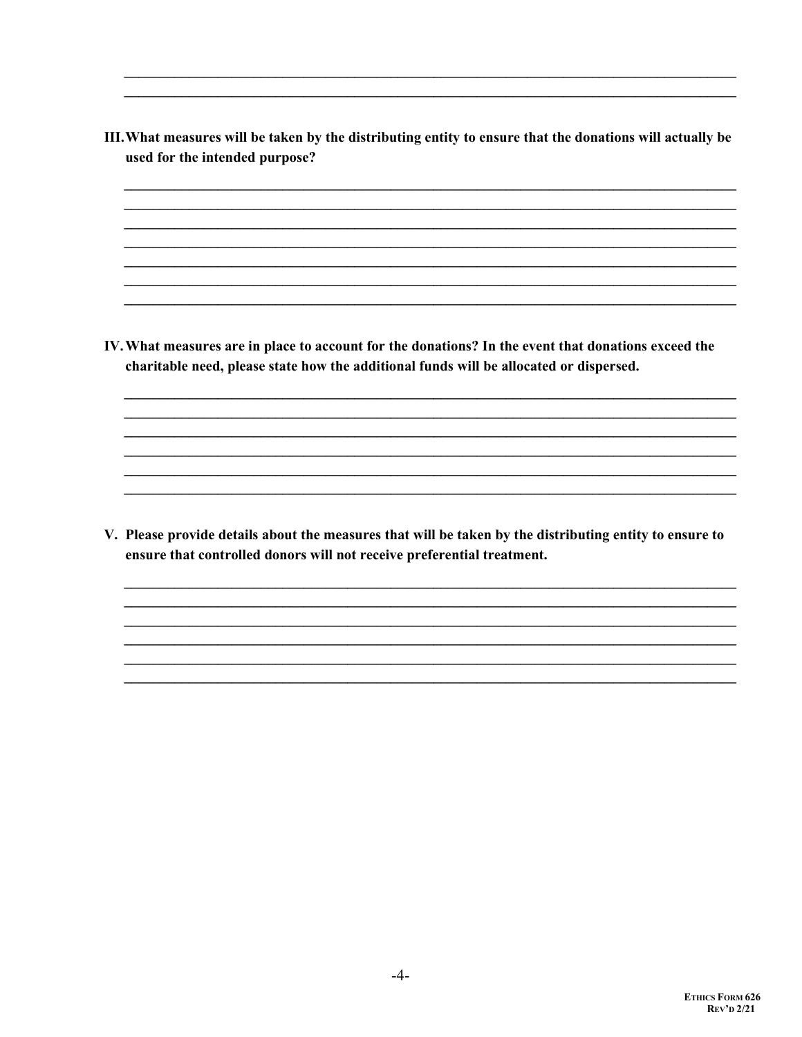**III. What measures will be taken by the distributing entity to ensure that the donations will actually be used for the intended purpose?**

**IV. What measures are in place to account for the donations? In the event that donations exceed the charitable need, please state how the additional funds will be allocated or dispersed.**

**V. Please provide details about the measures that will be taken by the distributing entity to ensure to ensure that controlled donors will not receive preferential treatment.**

Ethics Form 626
Rev'd 2/21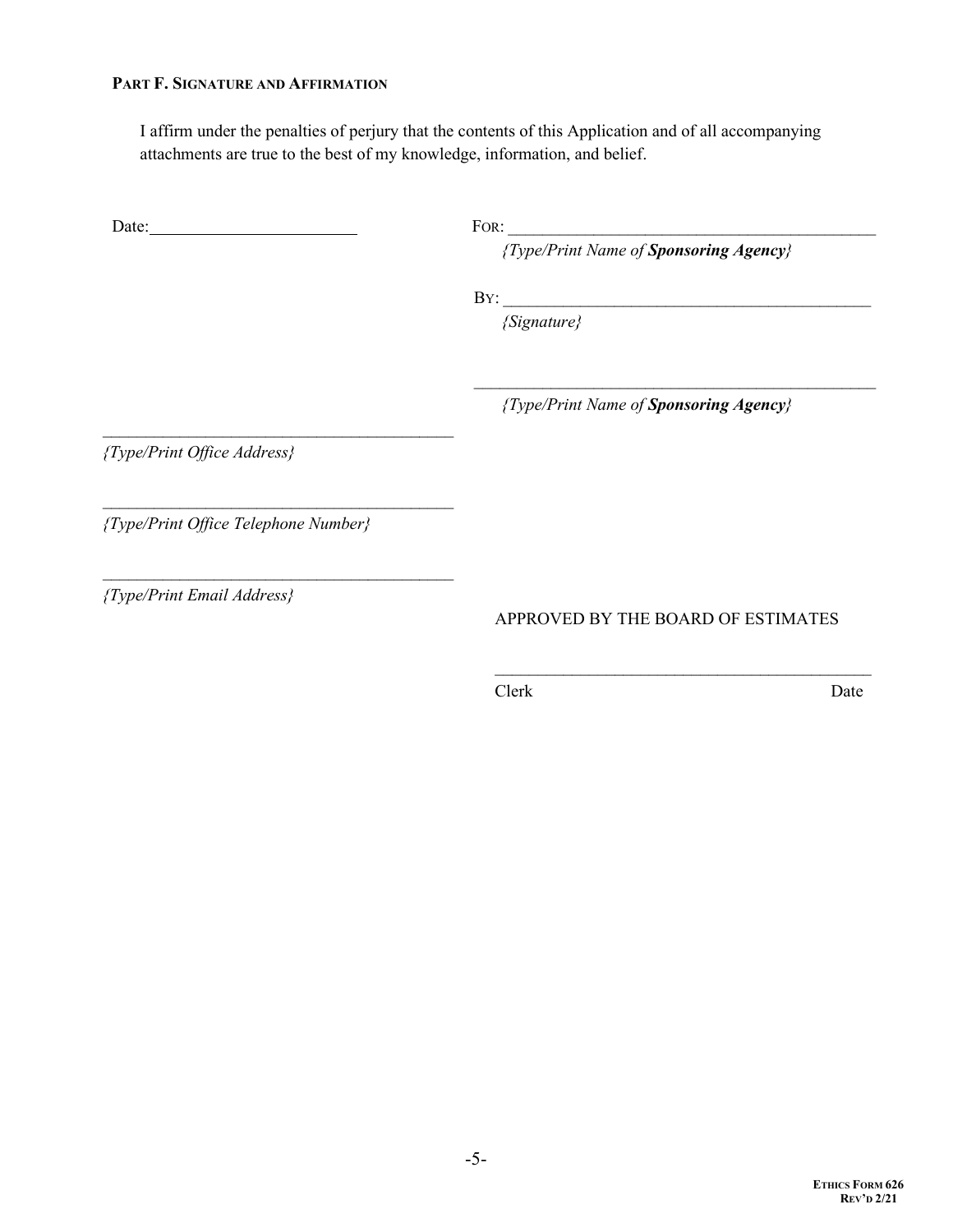**Part F. Signature and Affirmation**

I affirm under the penalties of perjury that the contents of this Application and of all accompanying attachments are true to the best of my knowledge, information, and belief.

Date: ________________________

For: ____________________________________________
*{Type/Print Name of **Sponsoring Agency**}*

By: ____________________________________________
*{Signature}*

____________________________________________
*{Type/Print Name of **Sponsoring Agency**}*

____________________________________________
*{Type/Print Office Address}*

____________________________________________
*{Type/Print Office Telephone Number}*

____________________________________________
*{Type/Print Email Address}*

APPROVED BY THE BOARD OF ESTIMATES

____________________________________________
Clerk Date

**Ethics Form 626**
**Rev'd 2/21**